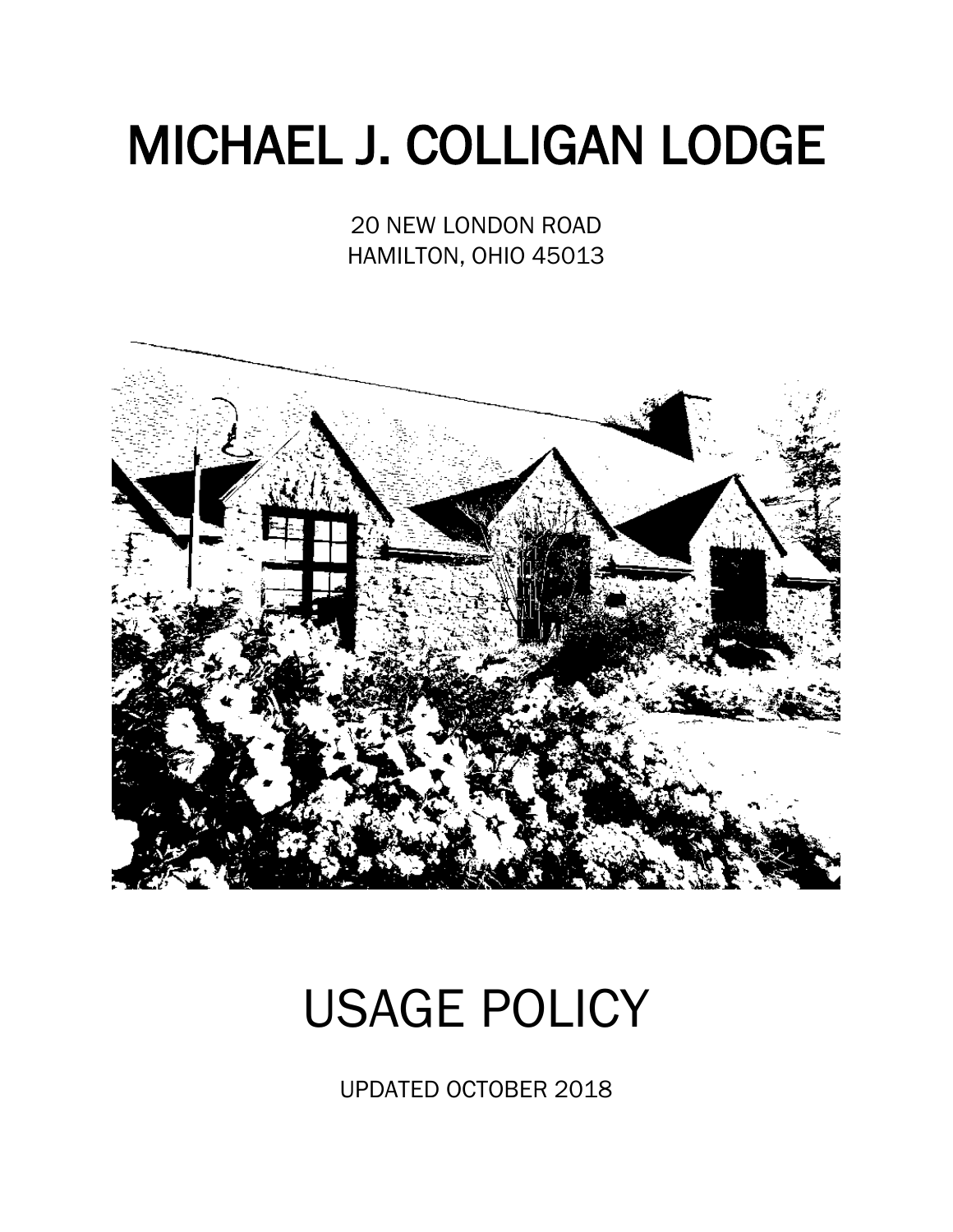# MICHAEL J. COLLIGAN LODGE

20 NEW LONDON ROAD
HAMILTON, OHIO 45013

# USAGE POLICY

UPDATED OCTOBER 2018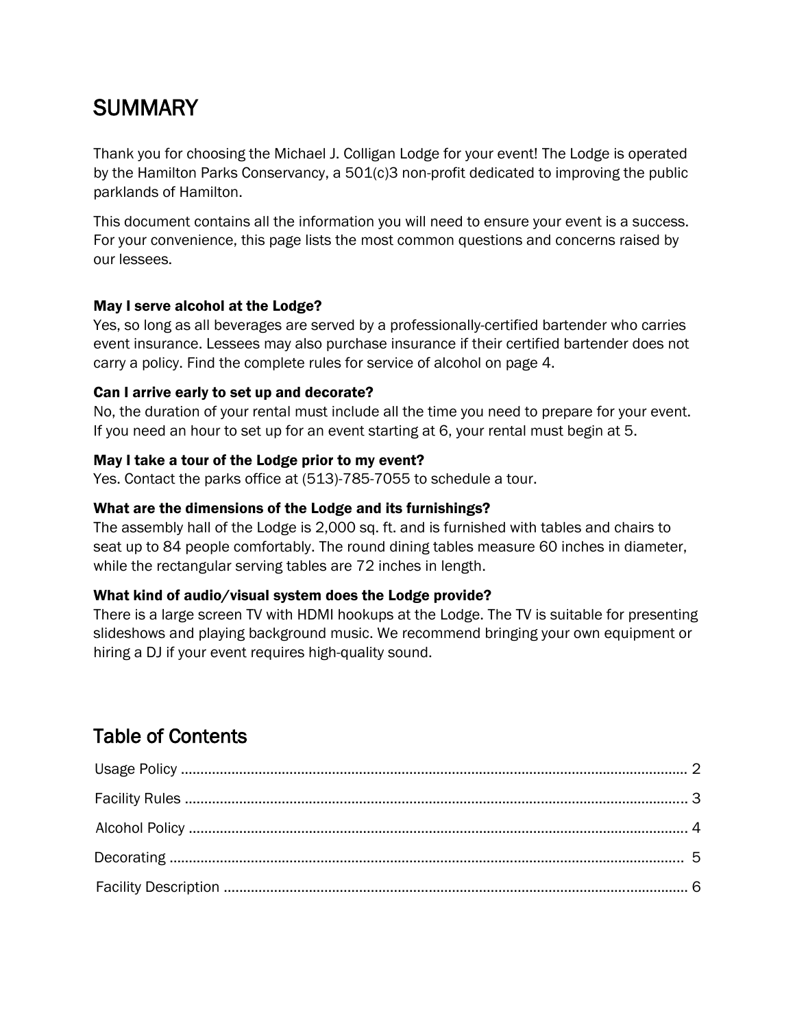# SUMMARY

Thank you for choosing the Michael J. Colligan Lodge for your event! The Lodge is operated by the Hamilton Parks Conservancy, a 501(c)3 non-profit dedicated to improving the public parklands of Hamilton.

This document contains all the information you will need to ensure your event is a success. For your convenience, this page lists the most common questions and concerns raised by our lessees.

**May I serve alcohol at the Lodge?**
Yes, so long as all beverages are served by a professionally-certified bartender who carries event insurance. Lessees may also purchase insurance if their certified bartender does not carry a policy. Find the complete rules for service of alcohol on page 4.

**Can I arrive early to set up and decorate?**
No, the duration of your rental must include all the time you need to prepare for your event. If you need an hour to set up for an event starting at 6, your rental must begin at 5.

**May I take a tour of the Lodge prior to my event?**
Yes. Contact the parks office at (513)-785-7055 to schedule a tour.

**What are the dimensions of the Lodge and its furnishings?**
The assembly hall of the Lodge is 2,000 sq. ft. and is furnished with tables and chairs to seat up to 84 people comfortably. The round dining tables measure 60 inches in diameter, while the rectangular serving tables are 72 inches in length.

**What kind of audio/visual system does the Lodge provide?**
There is a large screen TV with HDMI hookups at the Lodge. The TV is suitable for presenting slideshows and playing background music. We recommend bringing your own equipment or hiring a DJ if your event requires high-quality sound.

## Table of Contents

Usage Policy ........................................................ 2

Facility Rules ........................................................ 3

Alcohol Policy ........................................................ 4

Decorating ........................................................ 5

Facility Description ........................................................ 6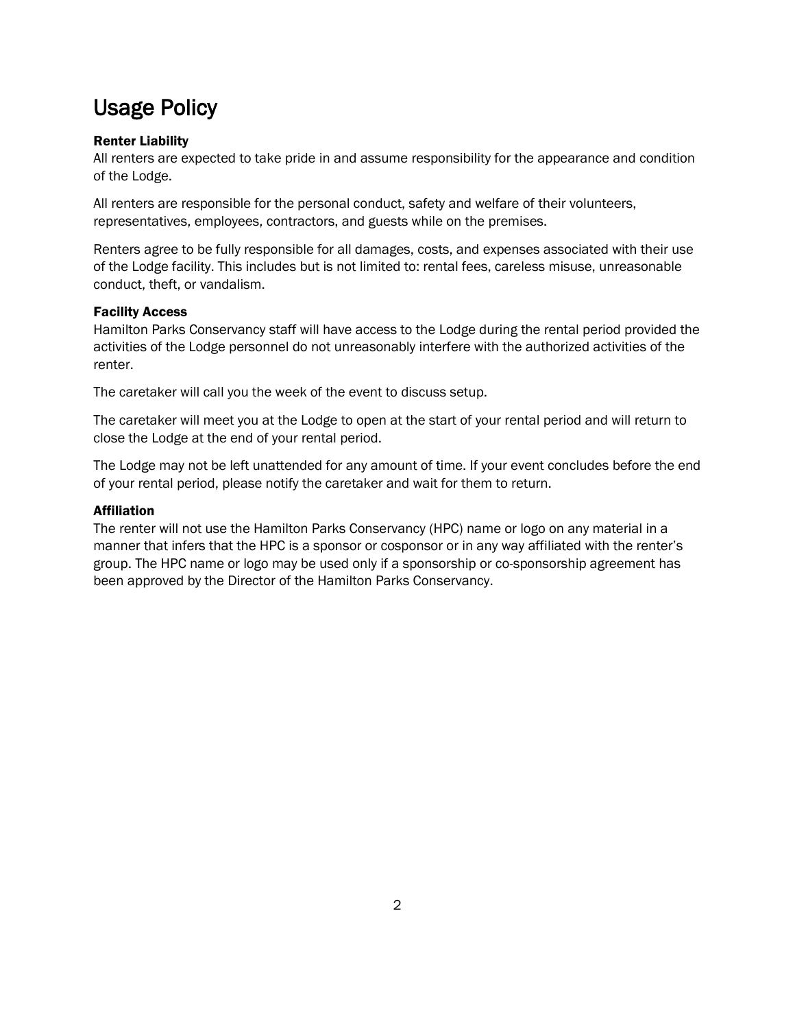# Usage Policy

### Renter Liability

All renters are expected to take pride in and assume responsibility for the appearance and condition of the Lodge.

All renters are responsible for the personal conduct, safety and welfare of their volunteers, representatives, employees, contractors, and guests while on the premises.

Renters agree to be fully responsible for all damages, costs, and expenses associated with their use of the Lodge facility. This includes but is not limited to: rental fees, careless misuse, unreasonable conduct, theft, or vandalism.

### Facility Access

Hamilton Parks Conservancy staff will have access to the Lodge during the rental period provided the activities of the Lodge personnel do not unreasonably interfere with the authorized activities of the renter.

The caretaker will call you the week of the event to discuss setup.

The caretaker will meet you at the Lodge to open at the start of your rental period and will return to close the Lodge at the end of your rental period.

The Lodge may not be left unattended for any amount of time. If your event concludes before the end of your rental period, please notify the caretaker and wait for them to return.

### Affiliation

The renter will not use the Hamilton Parks Conservancy (HPC) name or logo on any material in a manner that infers that the HPC is a sponsor or cosponsor or in any way affiliated with the renter's group. The HPC name or logo may be used only if a sponsorship or co-sponsorship agreement has been approved by the Director of the Hamilton Parks Conservancy.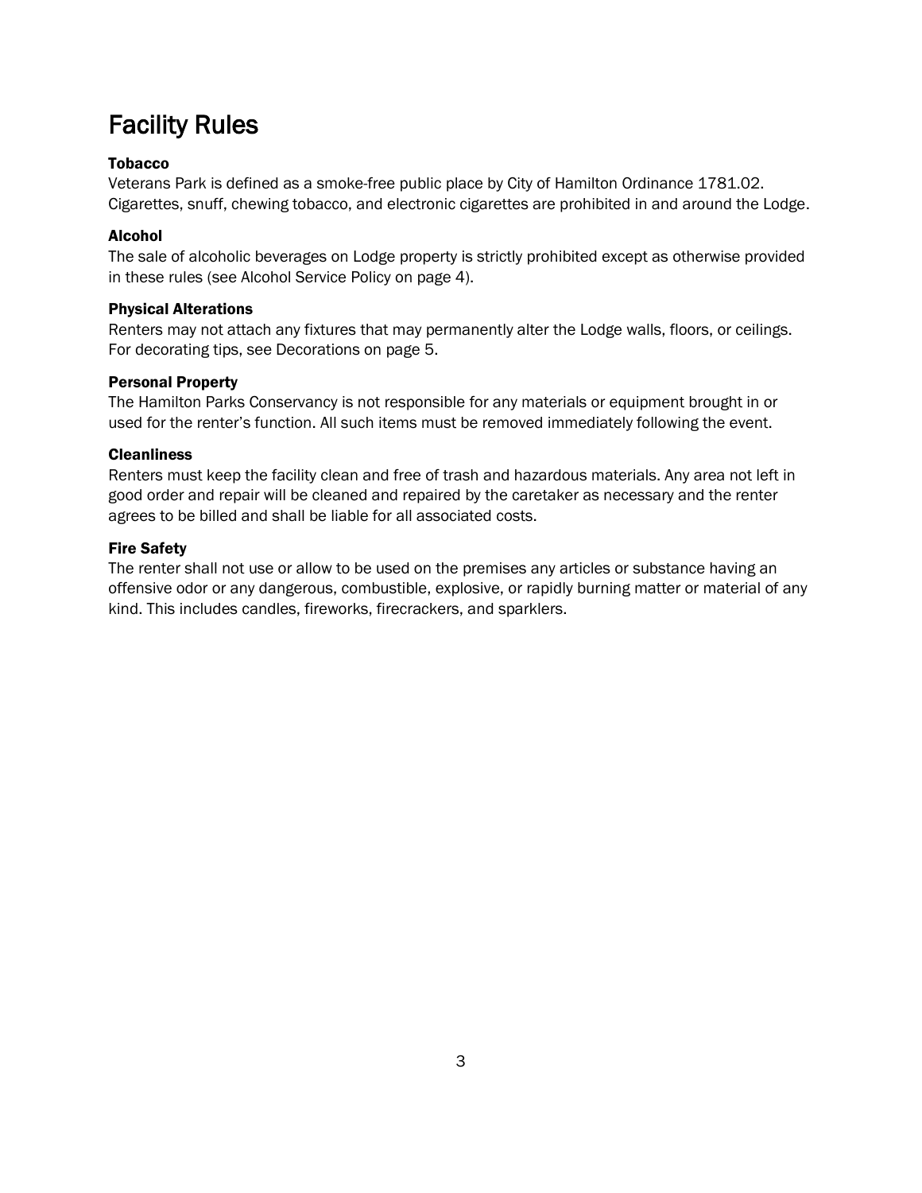# Facility Rules

### Tobacco

Veterans Park is defined as a smoke-free public place by City of Hamilton Ordinance 1781.02. Cigarettes, snuff, chewing tobacco, and electronic cigarettes are prohibited in and around the Lodge.

### Alcohol

The sale of alcoholic beverages on Lodge property is strictly prohibited except as otherwise provided in these rules (see Alcohol Service Policy on page 4).

### Physical Alterations

Renters may not attach any fixtures that may permanently alter the Lodge walls, floors, or ceilings. For decorating tips, see Decorations on page 5.

### Personal Property

The Hamilton Parks Conservancy is not responsible for any materials or equipment brought in or used for the renter's function. All such items must be removed immediately following the event.

### Cleanliness

Renters must keep the facility clean and free of trash and hazardous materials. Any area not left in good order and repair will be cleaned and repaired by the caretaker as necessary and the renter agrees to be billed and shall be liable for all associated costs.

### Fire Safety

The renter shall not use or allow to be used on the premises any articles or substance having an offensive odor or any dangerous, combustible, explosive, or rapidly burning matter or material of any kind. This includes candles, fireworks, firecrackers, and sparklers.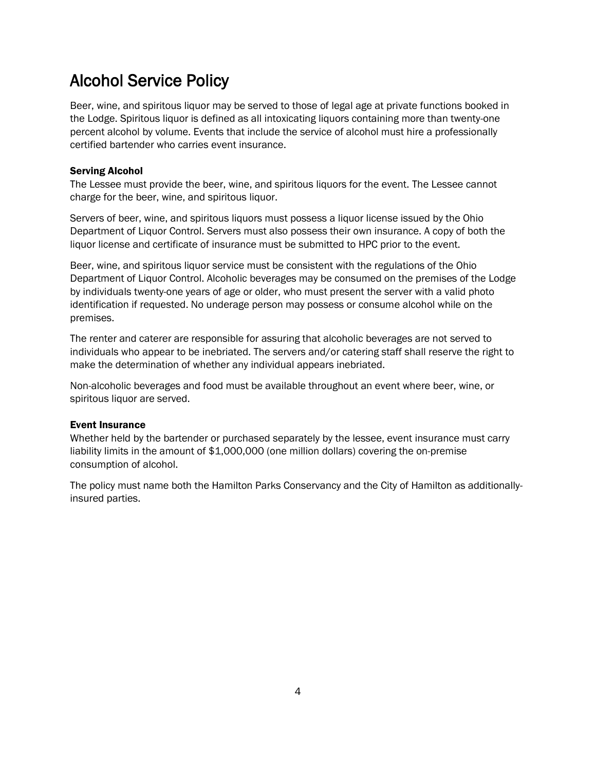# Alcohol Service Policy

Beer, wine, and spiritous liquor may be served to those of legal age at private functions booked in the Lodge. Spiritous liquor is defined as all intoxicating liquors containing more than twenty-one percent alcohol by volume. Events that include the service of alcohol must hire a professionally certified bartender who carries event insurance.

### Serving Alcohol

The Lessee must provide the beer, wine, and spiritous liquors for the event. The Lessee cannot charge for the beer, wine, and spiritous liquor.

Servers of beer, wine, and spiritous liquors must possess a liquor license issued by the Ohio Department of Liquor Control. Servers must also possess their own insurance. A copy of both the liquor license and certificate of insurance must be submitted to HPC prior to the event.

Beer, wine, and spiritous liquor service must be consistent with the regulations of the Ohio Department of Liquor Control. Alcoholic beverages may be consumed on the premises of the Lodge by individuals twenty-one years of age or older, who must present the server with a valid photo identification if requested. No underage person may possess or consume alcohol while on the premises.

The renter and caterer are responsible for assuring that alcoholic beverages are not served to individuals who appear to be inebriated. The servers and/or catering staff shall reserve the right to make the determination of whether any individual appears inebriated.

Non-alcoholic beverages and food must be available throughout an event where beer, wine, or spiritous liquor are served.

### Event Insurance

Whether held by the bartender or purchased separately by the lessee, event insurance must carry liability limits in the amount of $1,000,000 (one million dollars) covering the on-premise consumption of alcohol.

The policy must name both the Hamilton Parks Conservancy and the City of Hamilton as additionally-insured parties.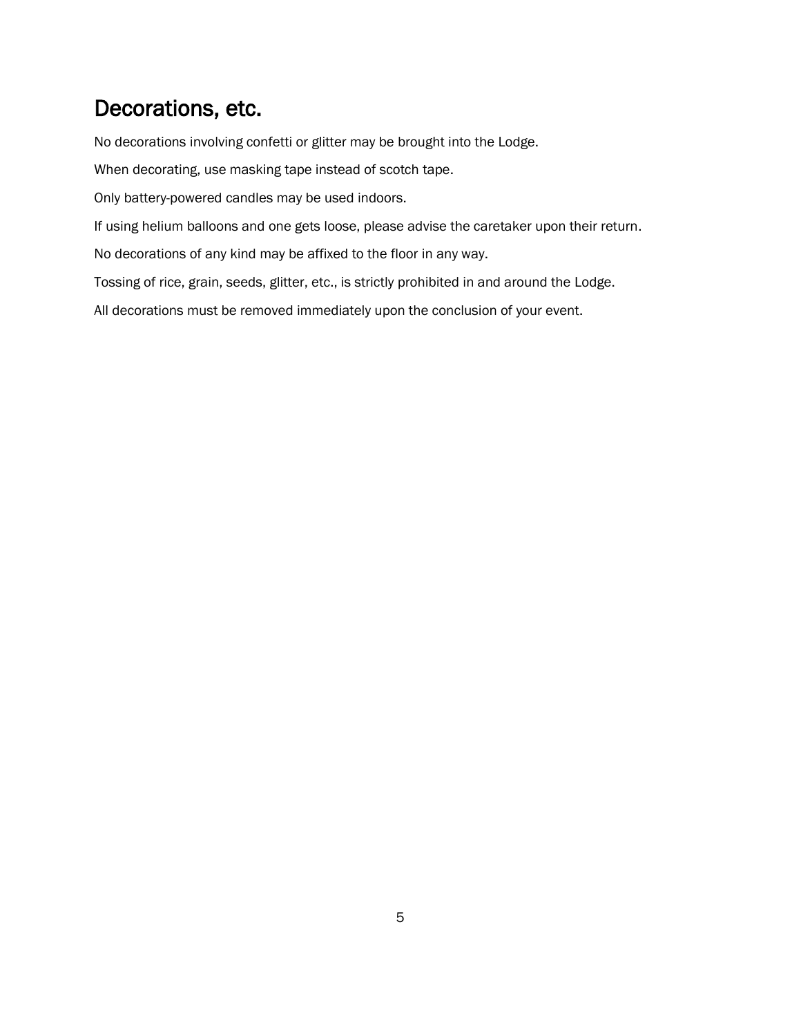## Decorations, etc.

No decorations involving confetti or glitter may be brought into the Lodge.

When decorating, use masking tape instead of scotch tape.

Only battery-powered candles may be used indoors.

If using helium balloons and one gets loose, please advise the caretaker upon their return.

No decorations of any kind may be affixed to the floor in any way.

Tossing of rice, grain, seeds, glitter, etc., is strictly prohibited in and around the Lodge.

All decorations must be removed immediately upon the conclusion of your event.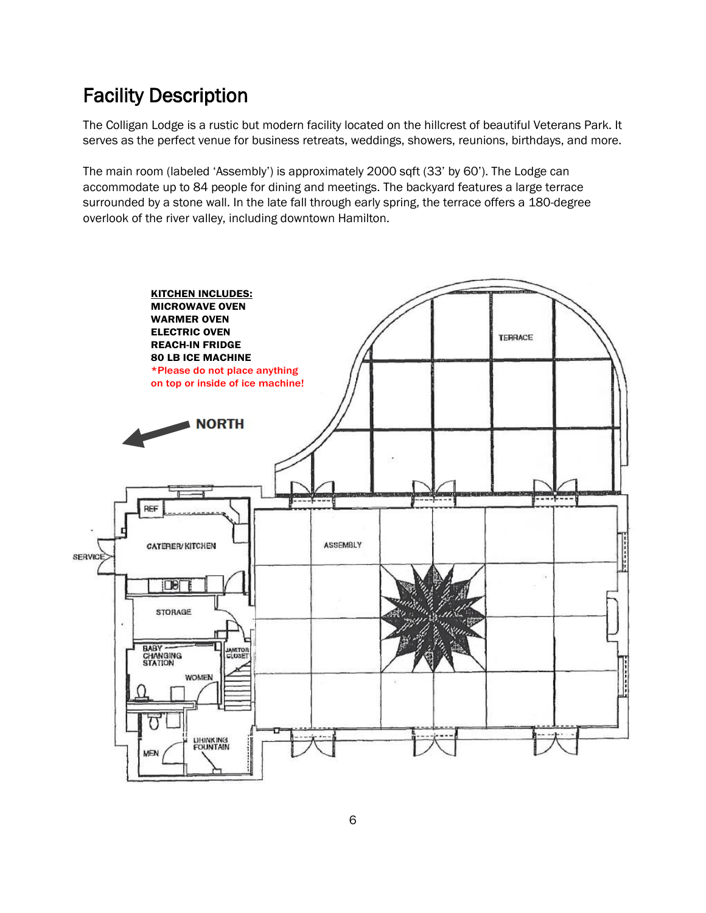## Facility Description

The Colligan Lodge is a rustic but modern facility located on the hillcrest of beautiful Veterans Park. It serves as the perfect venue for business retreats, weddings, showers, reunions, birthdays, and more.

The main room (labeled 'Assembly') is approximately 2000 sqft (33' by 60'). The Lodge can accommodate up to 84 people for dining and meetings. The backyard features a large terrace surrounded by a stone wall. In the late fall through early spring, the terrace offers a 180-degree overlook of the river valley, including downtown Hamilton.

**KITCHEN INCLUDES:**
**MICROWAVE OVEN**
**WARMER OVEN**
**ELECTRIC OVEN**
**REACH-IN FRIDGE**
**80 LB ICE MACHINE**
*Please do not place anything on top or inside of ice machine!

NORTH

TERRACE

REF

CATERER/KITCHEN

SERVICE

ASSEMBLY

STORAGE

BABY CHANGING STATION

JANITOR CLOSET

WOMEN

MEN

DRINKING FOUNTAIN